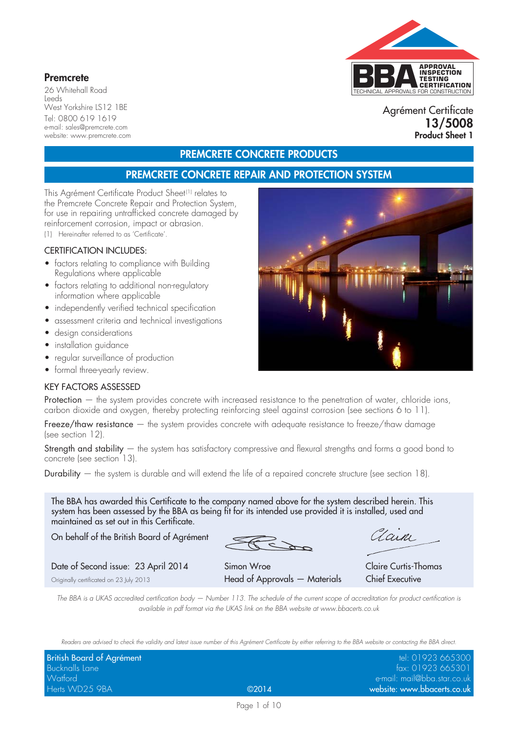**Premcrete**

26 Whitehall Road
Leeds
West Yorkshire LS12 1BE
Tel: 0800 619 1619
e-mail: sales@premcrete.com
website: www.premcrete.com

APPROVAL INSPECTION TESTING CERTIFICATION
TECHNICAL APPROVALS FOR CONSTRUCTION

Agrément Certificate
**13/5008**
**Product Sheet 1**

## PREMCRETE CONCRETE PRODUCTS

## PREMCRETE CONCRETE REPAIR AND PROTECTION SYSTEM

This Agrément Certificate Product Sheet[1] relates to the Premcrete Concrete Repair and Protection System, for use in repairing untrafficked concrete damaged by reinforcement corrosion, impact or abrasion.

(1) Hereinafter referred to as 'Certificate'.

### CERTIFICATION INCLUDES:

- factors relating to compliance with Building Regulations where applicable
- factors relating to additional non-regulatory information where applicable
- independently verified technical specification
- assessment criteria and technical investigations
- design considerations
- installation guidance
- regular surveillance of production
- formal three-yearly review.

### KEY FACTORS ASSESSED

Protection — the system provides concrete with increased resistance to the penetration of water, chloride ions, carbon dioxide and oxygen, thereby protecting reinforcing steel against corrosion (see sections 6 to 11).

Freeze/thaw resistance — the system provides concrete with adequate resistance to freeze/thaw damage (see section 12).

Strength and stability — the system has satisfactory compressive and flexural strengths and forms a good bond to concrete (see section 13).

Durability — the system is durable and will extend the life of a repaired concrete structure (see section 18).

The BBA has awarded this Certificate to the company named above for the system described herein. This system has been assessed by the BBA as being fit for its intended use provided it is installed, used and maintained as set out in this Certificate.

On behalf of the British Board of Agrément

Date of Second issue: 23 April 2014
Originally certificated on 23 July 2013

Simon Wroe
Head of Approvals — Materials

Claire Curtis-Thomas
Chief Executive

*The BBA is a UKAS accredited certification body — Number 113. The schedule of the current scope of accreditation for product certification is available in pdf format via the UKAS link on the BBA website at www.bbacerts.co.uk*

*Readers are advised to check the validity and latest issue number of this Agrément Certificate by either referring to the BBA website or contacting the BBA direct.*

British Board of Agrément
Bucknalls Lane
Watford
Herts WD25 9BA

©2014

tel: 01923 665300
fax: 01923 665301
e-mail: mail@bba.star.co.uk
website: www.bbacerts.co.uk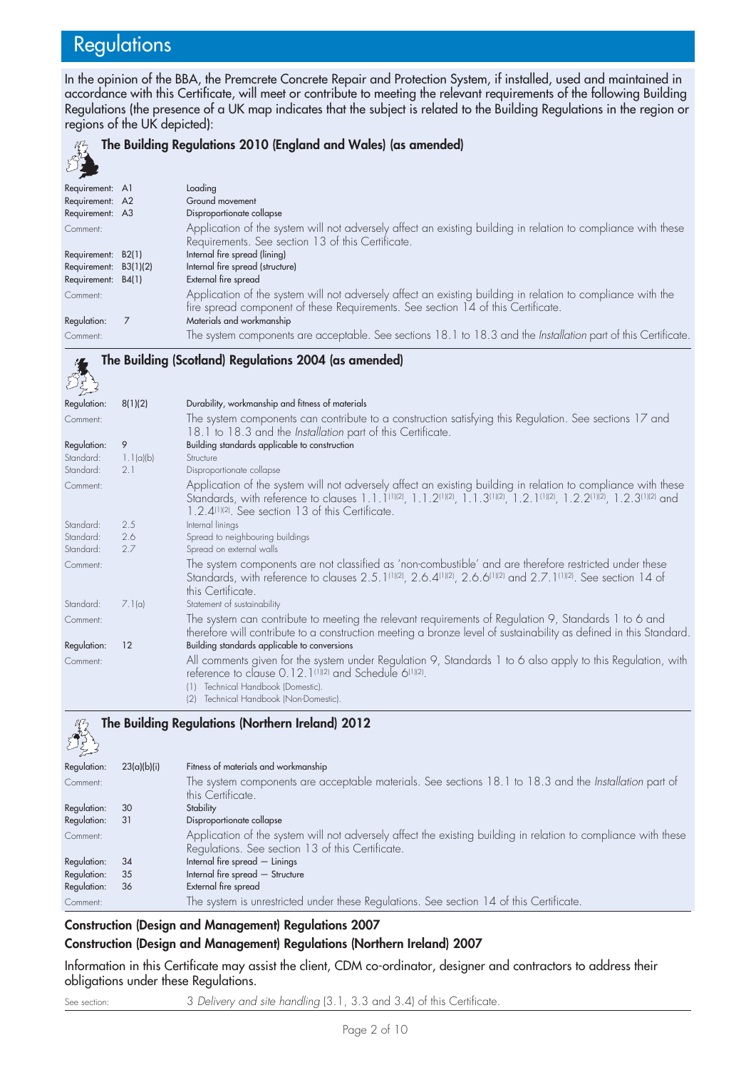# Regulations

In the opinion of the BBA, the Premcrete Concrete Repair and Protection System, if installed, used and maintained in accordance with this Certificate, will meet or contribute to meeting the relevant requirements of the following Building Regulations (the presence of a UK map indicates that the subject is related to the Building Regulations in the region or regions of the UK depicted):

## The Building Regulations 2010 (England and Wales) (as amended)

| | | |
|---|---|---|
| Requirement: | A1 | Loading |
| Requirement: | A2 | Ground movement |
| Requirement: | A3 | Disproportionate collapse |
| Comment: | | Application of the system will not adversely affect an existing building in relation to compliance with these Requirements. See section 13 of this Certificate. |
| Requirement: | B2(1) | Internal fire spread (lining) |
| Requirement: | B3(1)(2) | Internal fire spread (structure) |
| Requirement: | B4(1) | External fire spread |
| Comment: | | Application of the system will not adversely affect an existing building in relation to compliance with the fire spread component of these Requirements. See section 14 of this Certificate. |
| Regulation: | 7 | Materials and workmanship |
| Comment: | | The system components are acceptable. See sections 18.1 to 18.3 and the *Installation* part of this Certificate. |

## The Building (Scotland) Regulations 2004 (as amended)

| | | |
|---|---|---|
| Regulation: | 8(1)(2) | Durability, workmanship and fitness of materials |
| Comment: | | The system components can contribute to a construction satisfying this Regulation. See sections 17 and 18.1 to 18.3 and the *Installation* part of this Certificate. |
| Regulation: | 9 | Building standards applicable to construction |
| Standard: | 1.1(a)(b) | Structure |
| Standard: | 2.1 | Disproportionate collapse |
| Comment: | | Application of the system will not adversely affect an existing building in relation to compliance with these Standards, with reference to clauses 1.1.1[1][2], 1.1.2[1][2], 1.1.3[1][2], 1.2.1[1][2], 1.2.2[1][2], 1.2.3[1][2] and 1.2.4[1][2]. See section 13 of this Certificate. |
| Standard: | 2.5 | Internal linings |
| Standard: | 2.6 | Spread to neighbouring buildings |
| Standard: | 2.7 | Spread on external walls |
| Comment: | | The system components are not classified as 'non-combustible' and are therefore restricted under these Standards, with reference to clauses 2.5.1[1][2], 2.6.4[1][2], 2.6.6[1][2] and 2.7.1[1][2]. See section 14 of this Certificate. |
| Standard: | 7.1(a) | Statement of sustainability |
| Comment: | | The system can contribute to meeting the relevant requirements of Regulation 9, Standards 1 to 6 and therefore will contribute to a construction meeting a bronze level of sustainability as defined in this Standard. |
| Regulation: | 12 | Building standards applicable to conversions |
| Comment: | | All comments given for the system under Regulation 9, Standards 1 to 6 also apply to this Regulation, with reference to clause 0.12.1[1][2] and Schedule 6[1][2]. |

(1) Technical Handbook (Domestic).
(2) Technical Handbook (Non-Domestic).

## The Building Regulations (Northern Ireland) 2012

| | | |
|---|---|---|
| Regulation: | 23(a)(b)(i) | Fitness of materials and workmanship |
| Comment: | | The system components are acceptable materials. See sections 18.1 to 18.3 and the *Installation* part of this Certificate. |
| Regulation: | 30 | Stability |
| Regulation: | 31 | Disproportionate collapse |
| Comment: | | Application of the system will not adversely affect the existing building in relation to compliance with these Regulations. See section 13 of this Certificate. |
| Regulation: | 34 | Internal fire spread — Linings |
| Regulation: | 35 | Internal fire spread — Structure |
| Regulation: | 36 | External fire spread |
| Comment: | | The system is unrestricted under these Regulations. See section 14 of this Certificate. |

## Construction (Design and Management) Regulations 2007
## Construction (Design and Management) Regulations (Northern Ireland) 2007

Information in this Certificate may assist the client, CDM co-ordinator, designer and contractors to address their obligations under these Regulations.

See section: 3 *Delivery and site handling* (3.1, 3.3 and 3.4) of this Certificate.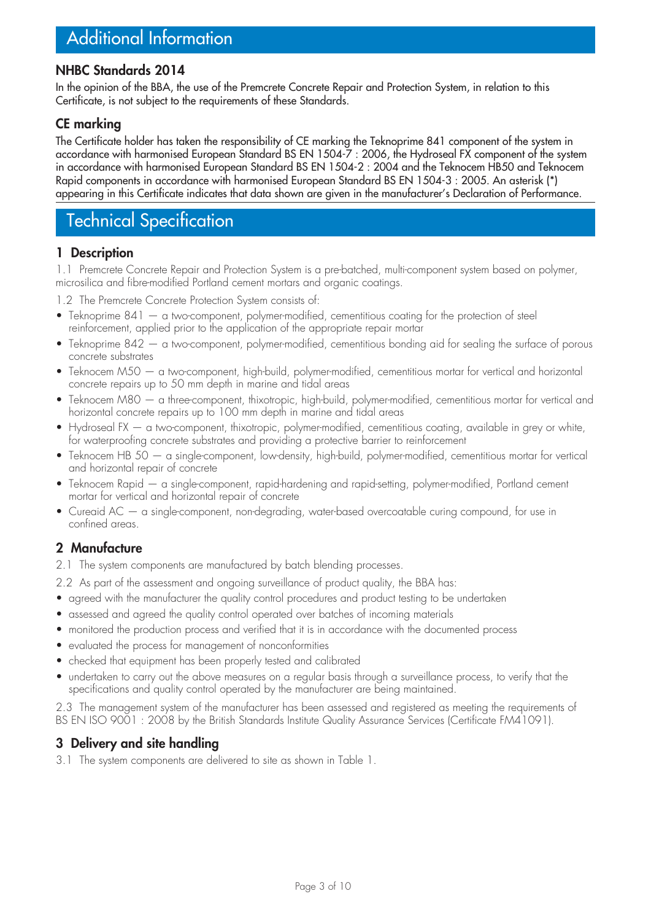# Additional Information

## NHBC Standards 2014

In the opinion of the BBA, the use of the Premcrete Concrete Repair and Protection System, in relation to this Certificate, is not subject to the requirements of these Standards.

## CE marking

The Certificate holder has taken the responsibility of CE marking the Teknoprime 841 component of the system in accordance with harmonised European Standard BS EN 1504-7 : 2006, the Hydroseal FX component of the system in accordance with harmonised European Standard BS EN 1504-2 : 2004 and the Teknocem HB50 and Teknocem Rapid components in accordance with harmonised European Standard BS EN 1504-3 : 2005. An asterisk (*) appearing in this Certificate indicates that data shown are given in the manufacturer's Declaration of Performance.

# Technical Specification

## 1 Description

1.1 Premcrete Concrete Repair and Protection System is a pre-batched, multi-component system based on polymer, microsilica and fibre-modified Portland cement mortars and organic coatings.

1.2 The Premcrete Concrete Protection System consists of:

- Teknoprime 841 — a two-component, polymer-modified, cementitious coating for the protection of steel reinforcement, applied prior to the application of the appropriate repair mortar
- Teknoprime 842 — a two-component, polymer-modified, cementitious bonding aid for sealing the surface of porous concrete substrates
- Teknocem M50 — a two-component, high-build, polymer-modified, cementitious mortar for vertical and horizontal concrete repairs up to 50 mm depth in marine and tidal areas
- Teknocem M80 — a three-component, thixotropic, high-build, polymer-modified, cementitious mortar for vertical and horizontal concrete repairs up to 100 mm depth in marine and tidal areas
- Hydroseal FX — a two-component, thixotropic, polymer-modified, cementitious coating, available in grey or white, for waterproofing concrete substrates and providing a protective barrier to reinforcement
- Teknocem HB 50 — a single-component, low-density, high-build, polymer-modified, cementitious mortar for vertical and horizontal repair of concrete
- Teknocem Rapid — a single-component, rapid-hardening and rapid-setting, polymer-modified, Portland cement mortar for vertical and horizontal repair of concrete
- Cureaid AC — a single-component, non-degrading, water-based overcoatable curing compound, for use in confined areas.

## 2 Manufacture

2.1 The system components are manufactured by batch blending processes.

2.2 As part of the assessment and ongoing surveillance of product quality, the BBA has:

- agreed with the manufacturer the quality control procedures and product testing to be undertaken
- assessed and agreed the quality control operated over batches of incoming materials
- monitored the production process and verified that it is in accordance with the documented process
- evaluated the process for management of nonconformities
- checked that equipment has been properly tested and calibrated
- undertaken to carry out the above measures on a regular basis through a surveillance process, to verify that the specifications and quality control operated by the manufacturer are being maintained.

2.3 The management system of the manufacturer has been assessed and registered as meeting the requirements of BS EN ISO 9001 : 2008 by the British Standards Institute Quality Assurance Services (Certificate FM41091).

## 3 Delivery and site handling

3.1 The system components are delivered to site as shown in Table 1.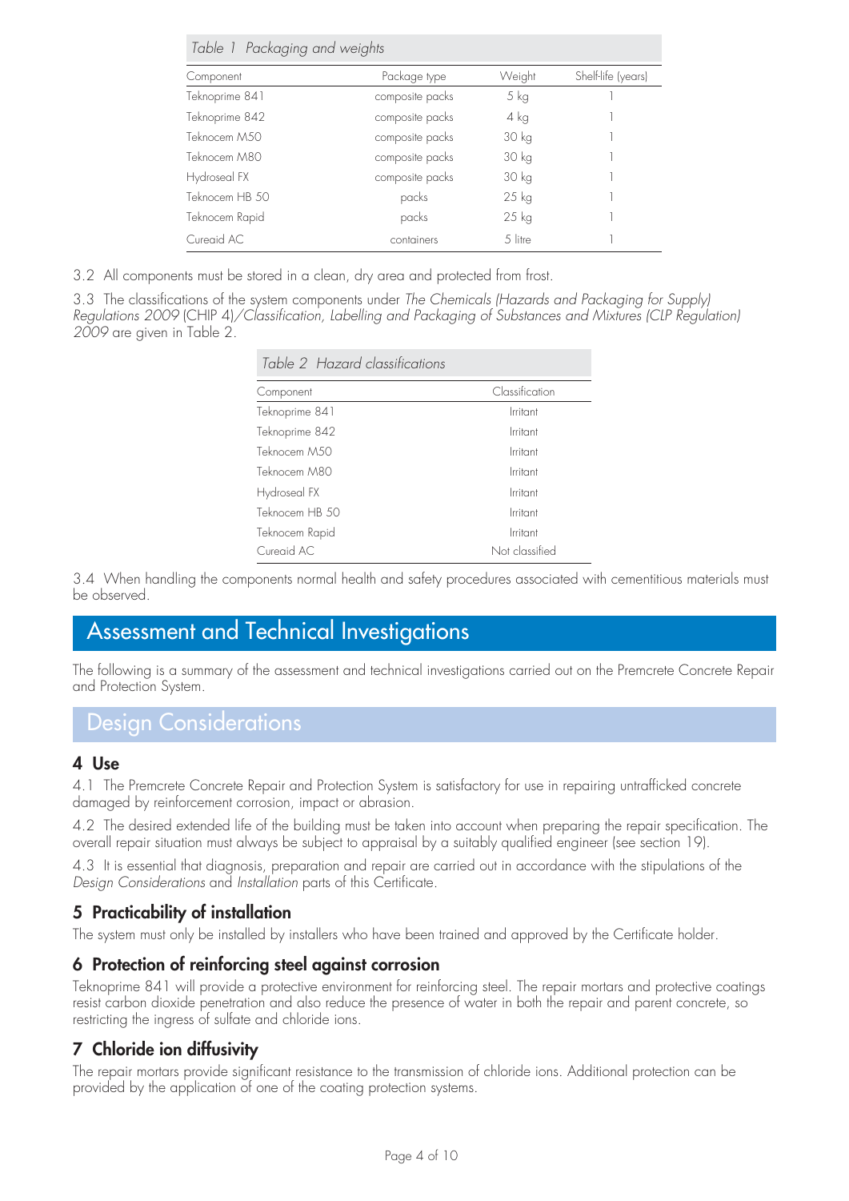Table 1 Packaging and weights

| Component | Package type | Weight | Shelf-life (years) |
|---|---|---|---|
| Teknoprime 841 | composite packs | 5 kg | 1 |
| Teknoprime 842 | composite packs | 4 kg | 1 |
| Teknocem M50 | composite packs | 30 kg | 1 |
| Teknocem M80 | composite packs | 30 kg | 1 |
| Hydroseal FX | composite packs | 30 kg | 1 |
| Teknocem HB 50 | packs | 25 kg | 1 |
| Teknocem Rapid | packs | 25 kg | 1 |
| Cureaid AC | containers | 5 litre | 1 |

3.2 All components must be stored in a clean, dry area and protected from frost.

3.3 The classifications of the system components under *The Chemicals (Hazards and Packaging for Supply) Regulations 2009* (CHIP 4)/*Classification, Labelling and Packaging of Substances and Mixtures (CLP Regulation) 2009* are given in Table 2.

Table 2 Hazard classifications

| Component | Classification |
|---|---|
| Teknoprime 841 | Irritant |
| Teknoprime 842 | Irritant |
| Teknocem M50 | Irritant |
| Teknocem M80 | Irritant |
| Hydroseal FX | Irritant |
| Teknocem HB 50 | Irritant |
| Teknocem Rapid | Irritant |
| Cureaid AC | Not classified |

3.4 When handling the components normal health and safety procedures associated with cementitious materials must be observed.

# Assessment and Technical Investigations

The following is a summary of the assessment and technical investigations carried out on the Premcrete Concrete Repair and Protection System.

## Design Considerations

### 4 Use

4.1 The Premcrete Concrete Repair and Protection System is satisfactory for use in repairing untrafficked concrete damaged by reinforcement corrosion, impact or abrasion.

4.2 The desired extended life of the building must be taken into account when preparing the repair specification. The overall repair situation must always be subject to appraisal by a suitably qualified engineer (see section 19).

4.3 It is essential that diagnosis, preparation and repair are carried out in accordance with the stipulations of the *Design Considerations* and *Installation* parts of this Certificate.

### 5 Practicability of installation

The system must only be installed by installers who have been trained and approved by the Certificate holder.

### 6 Protection of reinforcing steel against corrosion

Teknoprime 841 will provide a protective environment for reinforcing steel. The repair mortars and protective coatings resist carbon dioxide penetration and also reduce the presence of water in both the repair and parent concrete, so restricting the ingress of sulfate and chloride ions.

### 7 Chloride ion diffusivity

The repair mortars provide significant resistance to the transmission of chloride ions. Additional protection can be provided by the application of one of the coating protection systems.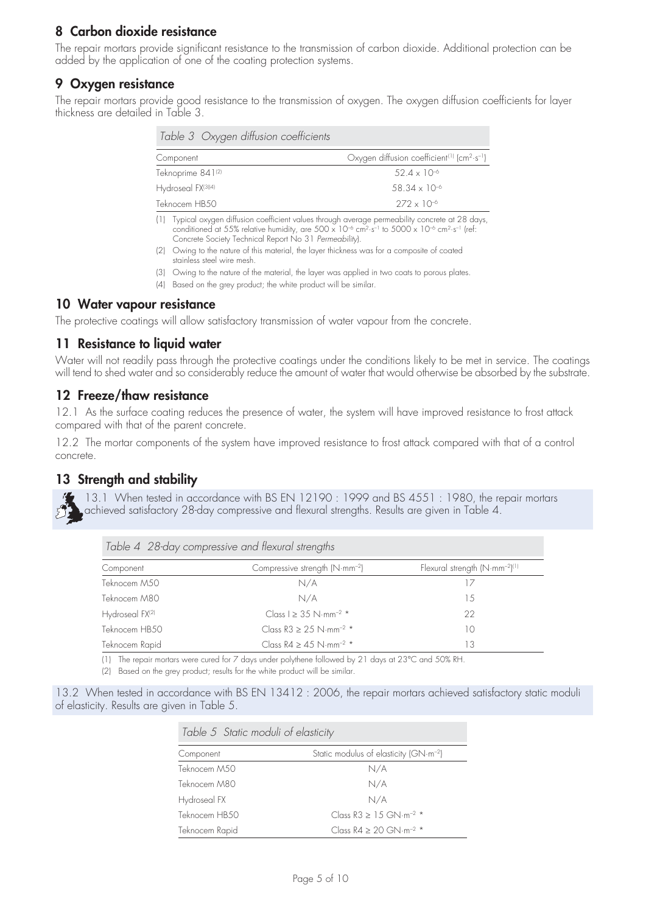## 8 Carbon dioxide resistance

The repair mortars provide significant resistance to the transmission of carbon dioxide. Additional protection can be added by the application of one of the coating protection systems.

## 9 Oxygen resistance

The repair mortars provide good resistance to the transmission of oxygen. The oxygen diffusion coefficients for layer thickness are detailed in Table 3.

*Table 3 Oxygen diffusion coefficients*

| Component | Oxygen diffusion coefficient[1] ($cm^2 \cdot s^{-1}$) |
|---|---|
| Teknoprime 841[2] | $52.4 \times 10^{-6}$ |
| Hydroseal FX[3][4] | $58.34 \times 10^{-6}$ |
| Teknocem HB50 | $272 \times 10^{-6}$ |

(1) Typical oxygen diffusion coefficient values through average permeability concrete at 28 days, conditioned at 55% relative humidity, are $500 \times 10^{-6}$ $cm^2 \cdot s^{-1}$ to $5000 \times 10^{-6}$ $cm^2 \cdot s^{-1}$ (ref: Concrete Society Technical Report No 31 *Permeability*).

(2) Owing to the nature of this material, the layer thickness was for a composite of coated stainless steel wire mesh.

(3) Owing to the nature of the material, the layer was applied in two coats to porous plates.

(4) Based on the grey product; the white product will be similar.

## 10 Water vapour resistance

The protective coatings will allow satisfactory transmission of water vapour from the concrete.

## 11 Resistance to liquid water

Water will not readily pass through the protective coatings under the conditions likely to be met in service. The coatings will tend to shed water and so considerably reduce the amount of water that would otherwise be absorbed by the substrate.

## 12 Freeze/thaw resistance

12.1 As the surface coating reduces the presence of water, the system will have improved resistance to frost attack compared with that of the parent concrete.

12.2 The mortar components of the system have improved resistance to frost attack compared with that of a control concrete.

## 13 Strength and stability

13.1 When tested in accordance with BS EN 12190 : 1999 and BS 4551 : 1980, the repair mortars achieved satisfactory 28-day compressive and flexural strengths. Results are given in Table 4.

*Table 4 28-day compressive and flexural strengths*

| Component | Compressive strength ($N \cdot mm^{-2}$) | Flexural strength ($N \cdot mm^{-2}$)[1] |
|---|---|---|
| Teknocem M50 | N/A | 17 |
| Teknocem M80 | N/A | 15 |
| Hydroseal FX[2] | Class I $\geq 35$ $N \cdot mm^{-2}$ * | 22 |
| Teknocem HB50 | Class R3 $\geq 25$ $N \cdot mm^{-2}$ * | 10 |
| Teknocem Rapid | Class R4 $\geq 45$ $N \cdot mm^{-2}$ * | 13 |

(1) The repair mortars were cured for 7 days under polythene followed by 21 days at 23°C and 50% RH.

(2) Based on the grey product; results for the white product will be similar.

13.2 When tested in accordance with BS EN 13412 : 2006, the repair mortars achieved satisfactory static moduli of elasticity. Results are given in Table 5.

*Table 5 Static moduli of elasticity*

| Component | Static modulus of elasticity ($GN \cdot m^{-2}$) |
|---|---|
| Teknocem M50 | N/A |
| Teknocem M80 | N/A |
| Hydroseal FX | N/A |
| Teknocem HB50 | Class R3 $\geq 15$ $GN \cdot m^{-2}$ * |
| Teknocem Rapid | Class R4 $\geq 20$ $GN \cdot m^{-2}$ * |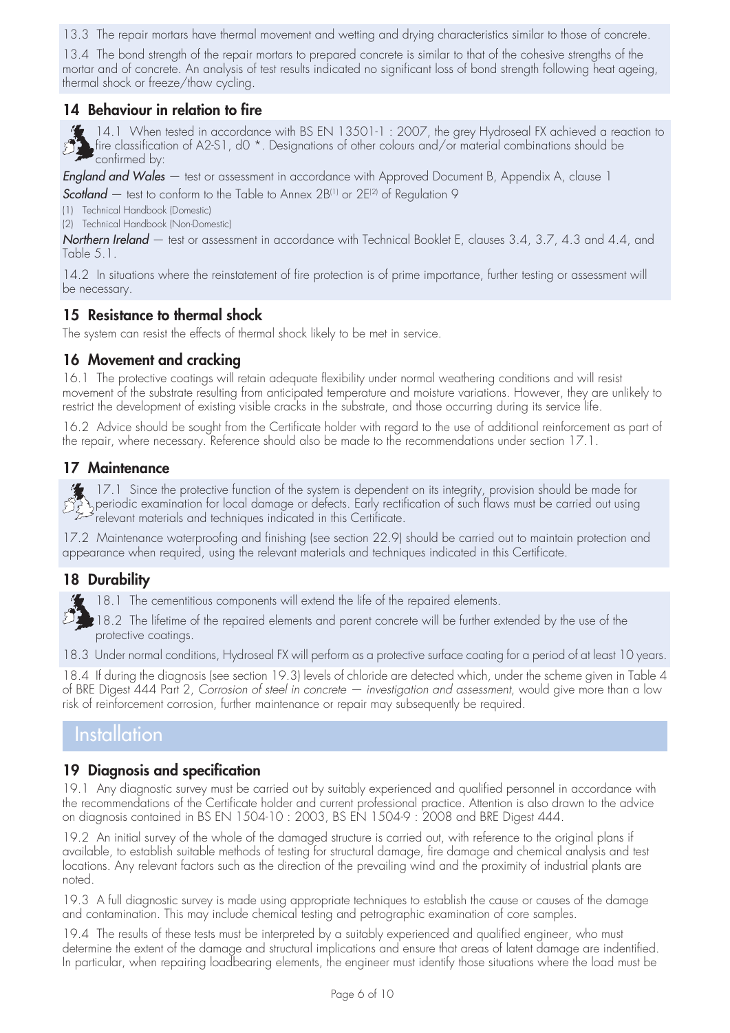13.3 The repair mortars have thermal movement and wetting and drying characteristics similar to those of concrete.

13.4 The bond strength of the repair mortars to prepared concrete is similar to that of the cohesive strengths of the mortar and of concrete. An analysis of test results indicated no significant loss of bond strength following heat ageing, thermal shock or freeze/thaw cycling.

## 14 Behaviour in relation to fire

14.1 When tested in accordance with BS EN 13501-1 : 2007, the grey Hydroseal FX achieved a reaction to fire classification of A2-S1, d0 *. Designations of other colours and/or material combinations should be confirmed by:

*England and Wales* — test or assessment in accordance with Approved Document B, Appendix A, clause 1

*Scotland* — test to conform to the Table to Annex 2B(1) or 2E(2) of Regulation 9

(1) Technical Handbook (Domestic)

(2) Technical Handbook (Non-Domestic)

*Northern Ireland* — test or assessment in accordance with Technical Booklet E, clauses 3.4, 3.7, 4.3 and 4.4, and Table 5.1.

14.2 In situations where the reinstatement of fire protection is of prime importance, further testing or assessment will be necessary.

## 15 Resistance to thermal shock

The system can resist the effects of thermal shock likely to be met in service.

## 16 Movement and cracking

16.1 The protective coatings will retain adequate flexibility under normal weathering conditions and will resist movement of the substrate resulting from anticipated temperature and moisture variations. However, they are unlikely to restrict the development of existing visible cracks in the substrate, and those occurring during its service life.

16.2 Advice should be sought from the Certificate holder with regard to the use of additional reinforcement as part of the repair, where necessary. Reference should also be made to the recommendations under section 17.1.

## 17 Maintenance

17.1 Since the protective function of the system is dependent on its integrity, provision should be made for periodic examination for local damage or defects. Early rectification of such flaws must be carried out using relevant materials and techniques indicated in this Certificate.

17.2 Maintenance waterproofing and finishing (see section 22.9) should be carried out to maintain protection and appearance when required, using the relevant materials and techniques indicated in this Certificate.

## 18 Durability

18.1 The cementitious components will extend the life of the repaired elements.

18.2 The lifetime of the repaired elements and parent concrete will be further extended by the use of the protective coatings.

18.3 Under normal conditions, Hydroseal FX will perform as a protective surface coating for a period of at least 10 years.

18.4 If during the diagnosis (see section 19.3) levels of chloride are detected which, under the scheme given in Table 4 of BRE Digest 444 Part 2, *Corrosion of steel in concrete — investigation and assessment*, would give more than a low risk of reinforcement corrosion, further maintenance or repair may subsequently be required.

# Installation

## 19 Diagnosis and specification

19.1 Any diagnostic survey must be carried out by suitably experienced and qualified personnel in accordance with the recommendations of the Certificate holder and current professional practice. Attention is also drawn to the advice on diagnosis contained in BS EN 1504-10 : 2003, BS EN 1504-9 : 2008 and BRE Digest 444.

19.2 An initial survey of the whole of the damaged structure is carried out, with reference to the original plans if available, to establish suitable methods of testing for structural damage, fire damage and chemical analysis and test locations. Any relevant factors such as the direction of the prevailing wind and the proximity of industrial plants are noted.

19.3 A full diagnostic survey is made using appropriate techniques to establish the cause or causes of the damage and contamination. This may include chemical testing and petrographic examination of core samples.

19.4 The results of these tests must be interpreted by a suitably experienced and qualified engineer, who must determine the extent of the damage and structural implications and ensure that areas of latent damage are indentified. In particular, when repairing loadbearing elements, the engineer must identify those situations where the load must be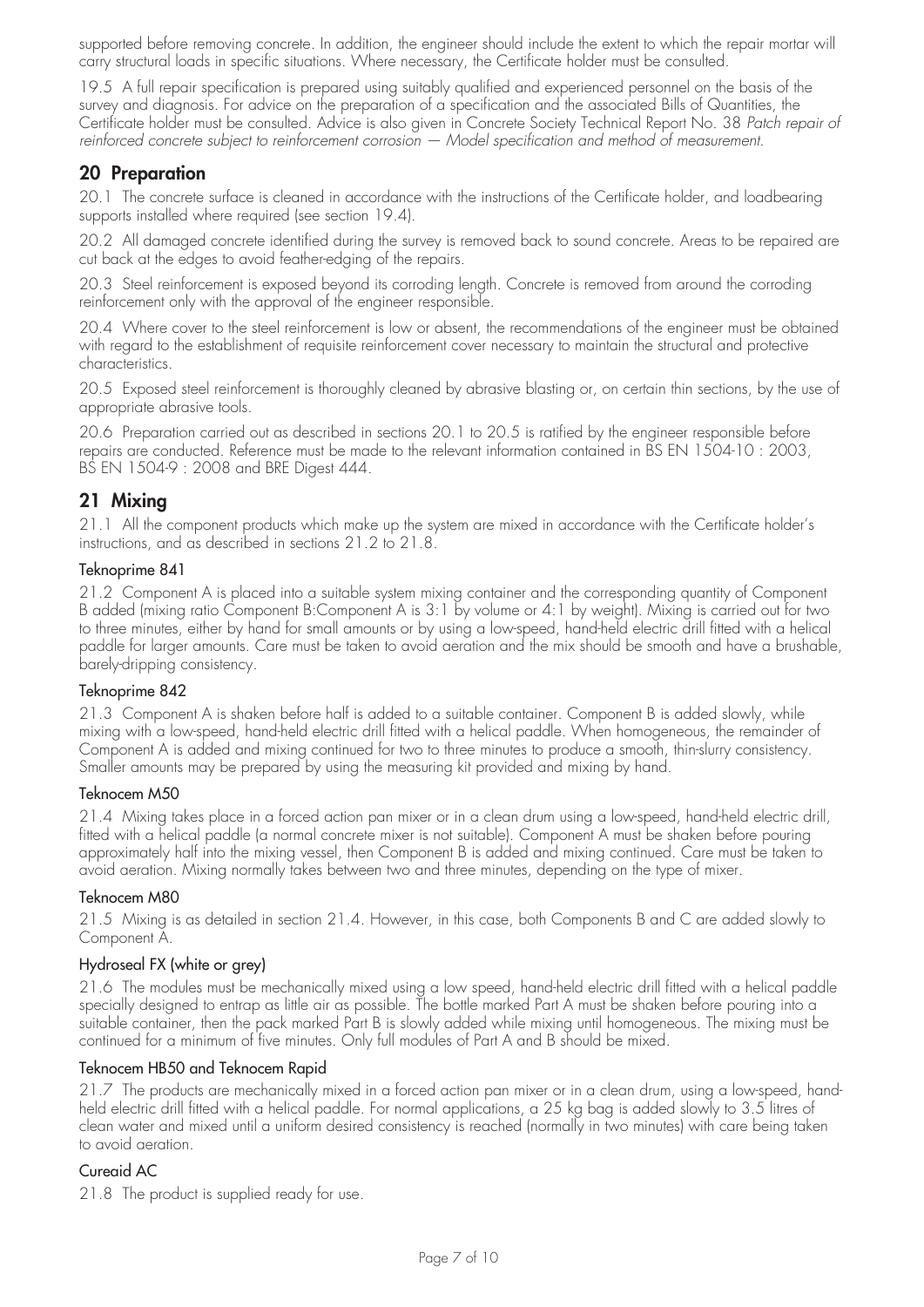supported before removing concrete. In addition, the engineer should include the extent to which the repair mortar will carry structural loads in specific situations. Where necessary, the Certificate holder must be consulted.

19.5 A full repair specification is prepared using suitably qualified and experienced personnel on the basis of the survey and diagnosis. For advice on the preparation of a specification and the associated Bills of Quantities, the Certificate holder must be consulted. Advice is also given in Concrete Society Technical Report No. 38 *Patch repair of reinforced concrete subject to reinforcement corrosion — Model specification and method of measurement*.

## 20 Preparation

20.1 The concrete surface is cleaned in accordance with the instructions of the Certificate holder, and loadbearing supports installed where required (see section 19.4).

20.2 All damaged concrete identified during the survey is removed back to sound concrete. Areas to be repaired are cut back at the edges to avoid feather-edging of the repairs.

20.3 Steel reinforcement is exposed beyond its corroding length. Concrete is removed from around the corroding reinforcement only with the approval of the engineer responsible.

20.4 Where cover to the steel reinforcement is low or absent, the recommendations of the engineer must be obtained with regard to the establishment of requisite reinforcement cover necessary to maintain the structural and protective characteristics.

20.5 Exposed steel reinforcement is thoroughly cleaned by abrasive blasting or, on certain thin sections, by the use of appropriate abrasive tools.

20.6 Preparation carried out as described in sections 20.1 to 20.5 is ratified by the engineer responsible before repairs are conducted. Reference must be made to the relevant information contained in BS EN 1504-10 : 2003, BS EN 1504-9 : 2008 and BRE Digest 444.

## 21 Mixing

21.1 All the component products which make up the system are mixed in accordance with the Certificate holder's instructions, and as described in sections 21.2 to 21.8.

### Teknoprime 841

21.2 Component A is placed into a suitable system mixing container and the corresponding quantity of Component B added (mixing ratio Component B:Component A is 3:1 by volume or 4:1 by weight). Mixing is carried out for two to three minutes, either by hand for small amounts or by using a low-speed, hand-held electric drill fitted with a helical paddle for larger amounts. Care must be taken to avoid aeration and the mix should be smooth and have a brushable, barely-dripping consistency.

### Teknoprime 842

21.3 Component A is shaken before half is added to a suitable container. Component B is added slowly, while mixing with a low-speed, hand-held electric drill fitted with a helical paddle. When homogeneous, the remainder of Component A is added and mixing continued for two to three minutes to produce a smooth, thin-slurry consistency. Smaller amounts may be prepared by using the measuring kit provided and mixing by hand.

### Teknocem M50

21.4 Mixing takes place in a forced action pan mixer or in a clean drum using a low-speed, hand-held electric drill, fitted with a helical paddle (a normal concrete mixer is not suitable). Component A must be shaken before pouring approximately half into the mixing vessel, then Component B is added and mixing continued. Care must be taken to avoid aeration. Mixing normally takes between two and three minutes, depending on the type of mixer.

### Teknocem M80

21.5 Mixing is as detailed in section 21.4. However, in this case, both Components B and C are added slowly to Component A.

### Hydroseal FX (white or grey)

21.6 The modules must be mechanically mixed using a low speed, hand-held electric drill fitted with a helical paddle specially designed to entrap as little air as possible. The bottle marked Part A must be shaken before pouring into a suitable container, then the pack marked Part B is slowly added while mixing until homogeneous. The mixing must be continued for a minimum of five minutes. Only full modules of Part A and B should be mixed.

### Teknocem HB50 and Teknocem Rapid

21.7 The products are mechanically mixed in a forced action pan mixer or in a clean drum, using a low-speed, hand-held electric drill fitted with a helical paddle. For normal applications, a 25 kg bag is added slowly to 3.5 litres of clean water and mixed until a uniform desired consistency is reached (normally in two minutes) with care being taken to avoid aeration.

### Cureaid AC

21.8 The product is supplied ready for use.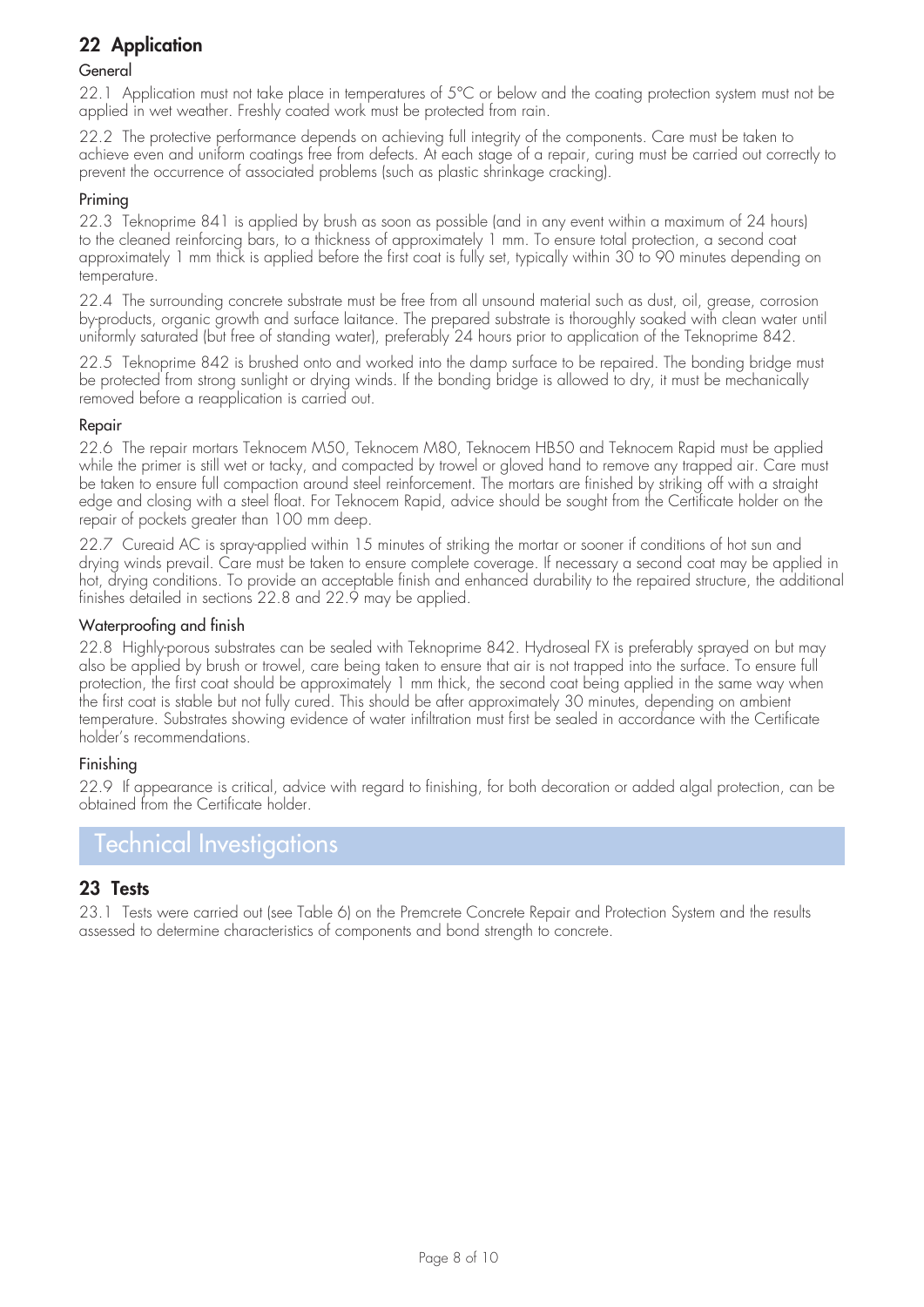## 22 Application

### General

22.1 Application must not take place in temperatures of 5°C or below and the coating protection system must not be applied in wet weather. Freshly coated work must be protected from rain.

22.2 The protective performance depends on achieving full integrity of the components. Care must be taken to achieve even and uniform coatings free from defects. At each stage of a repair, curing must be carried out correctly to prevent the occurrence of associated problems (such as plastic shrinkage cracking).

### Priming

22.3 Teknoprime 841 is applied by brush as soon as possible (and in any event within a maximum of 24 hours) to the cleaned reinforcing bars, to a thickness of approximately 1 mm. To ensure total protection, a second coat approximately 1 mm thick is applied before the first coat is fully set, typically within 30 to 90 minutes depending on temperature.

22.4 The surrounding concrete substrate must be free from all unsound material such as dust, oil, grease, corrosion by-products, organic growth and surface laitance. The prepared substrate is thoroughly soaked with clean water until uniformly saturated (but free of standing water), preferably 24 hours prior to application of the Teknoprime 842.

22.5 Teknoprime 842 is brushed onto and worked into the damp surface to be repaired. The bonding bridge must be protected from strong sunlight or drying winds. If the bonding bridge is allowed to dry, it must be mechanically removed before a reapplication is carried out.

### Repair

22.6 The repair mortars Teknocem M50, Teknocem M80, Teknocem HB50 and Teknocem Rapid must be applied while the primer is still wet or tacky, and compacted by trowel or gloved hand to remove any trapped air. Care must be taken to ensure full compaction around steel reinforcement. The mortars are finished by striking off with a straight edge and closing with a steel float. For Teknocem Rapid, advice should be sought from the Certificate holder on the repair of pockets greater than 100 mm deep.

22.7 Cureaid AC is spray-applied within 15 minutes of striking the mortar or sooner if conditions of hot sun and drying winds prevail. Care must be taken to ensure complete coverage. If necessary a second coat may be applied in hot, drying conditions. To provide an acceptable finish and enhanced durability to the repaired structure, the additional finishes detailed in sections 22.8 and 22.9 may be applied.

### Waterproofing and finish

22.8 Highly-porous substrates can be sealed with Teknoprime 842. Hydroseal FX is preferably sprayed on but may also be applied by brush or trowel, care being taken to ensure that air is not trapped into the surface. To ensure full protection, the first coat should be approximately 1 mm thick, the second coat being applied in the same way when the first coat is stable but not fully cured. This should be after approximately 30 minutes, depending on ambient temperature. Substrates showing evidence of water infiltration must first be sealed in accordance with the Certificate holder's recommendations.

### Finishing

22.9 If appearance is critical, advice with regard to finishing, for both decoration or added algal protection, can be obtained from the Certificate holder.

# Technical Investigations

## 23 Tests

23.1 Tests were carried out (see Table 6) on the Premcrete Concrete Repair and Protection System and the results assessed to determine characteristics of components and bond strength to concrete.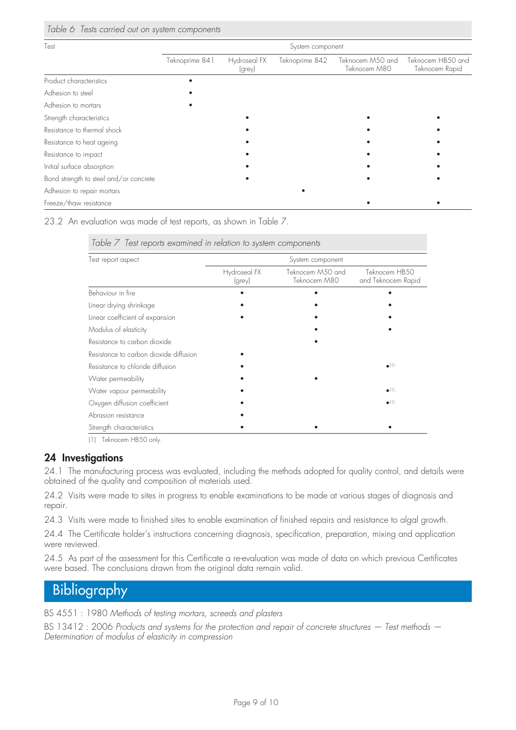*Table 6 Tests carried out on system components*

| Test | System component | | | | |
|---|---|---|---|---|---|
| | Teknoprime 841 | Hydroseal FX (grey) | Teknoprime 842 | Teknocem M50 and Teknocem M80 | Teknocem HB50 and Teknocem Rapid |
| Product characteristics | • | | | | |
| Adhesion to steel | • | | | | |
| Adhesion to mortars | • | | | | |
| Strength characteristics | | • | | • | • |
| Resistance to thermal shock | | • | | • | • |
| Resistance to heat ageing | | • | | • | • |
| Resistance to impact | | • | | • | • |
| Initial surface absorption | | • | | • | • |
| Bond strength to steel and/or concrete | | • | | • | • |
| Adhesion to repair mortars | | | • | | |
| Freeze/thaw resistance | | | | • | • |

23.2 An evaluation was made of test reports, as shown in Table 7.

*Table 7 Test reports examined in relation to system components*

| Test report aspect | System component | | |
|---|---|---|---|
| | Hydroseal FX (grey) | Teknocem M50 and Teknocem M80 | Teknocem HB50 and Teknocem Rapid |
| Behaviour in fire | • | • | • |
| Linear drying shrinkage | • | • | • |
| Linear coefficient of expansion | • | • | • |
| Modulus of elasticity | | • | • |
| Resistance to carbon dioxide | | • | |
| Resistance to carbon dioxide diffusion | • | | |
| Resistance to chloride diffusion | • | | •(1) |
| Water permeability | • | • | |
| Water vapour permeability | • | | •(1) |
| Oxygen diffusion coefficient | • | | •(1) |
| Abrasion resistance | • | | |
| Strength characteristics | • | • | • |

(1) Teknocem HB50 only.

## 24 Investigations

24.1 The manufacturing process was evaluated, including the methods adopted for quality control, and details were obtained of the quality and composition of materials used.

24.2 Visits were made to sites in progress to enable examinations to be made at various stages of diagnosis and repair.

24.3 Visits were made to finished sites to enable examination of finished repairs and resistance to algal growth.

24.4 The Certificate holder's instructions concerning diagnosis, specification, preparation, mixing and application were reviewed.

24.5 As part of the assessment for this Certificate a re-evaluation was made of data on which previous Certificates were based. The conclusions drawn from the original data remain valid.

# Bibliography

BS 4551 : 1980 *Methods of testing mortars, screeds and plasters*

BS 13412 : 2006 *Products and systems for the protection and repair of concrete structures — Test methods — Determination of modulus of elasticity in compression*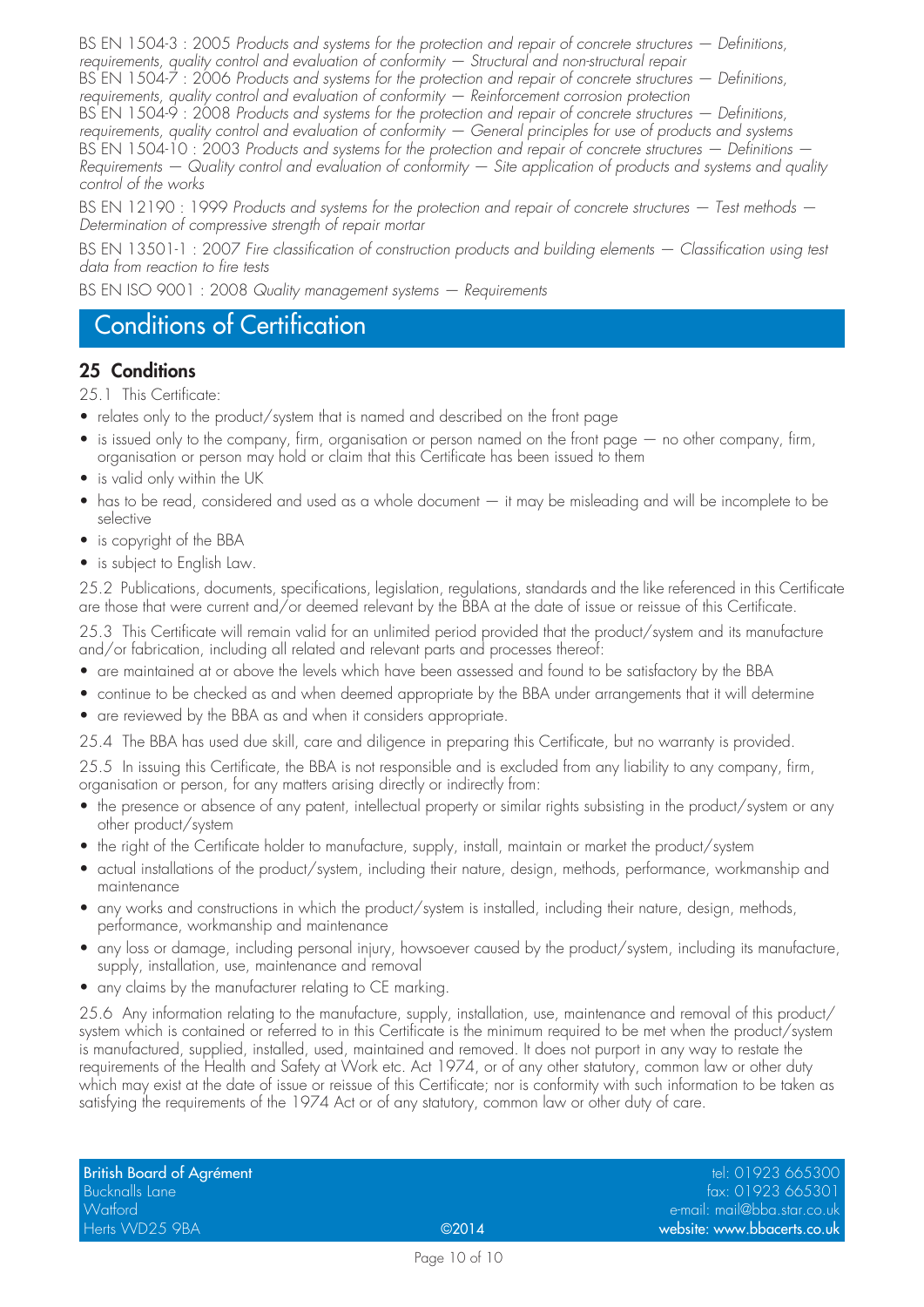BS EN 1504-3 : 2005 *Products and systems for the protection and repair of concrete structures — Definitions, requirements, quality control and evaluation of conformity — Structural and non-structural repair*

BS EN 1504-7 : 2006 *Products and systems for the protection and repair of concrete structures — Definitions, requirements, quality control and evaluation of conformity — Reinforcement corrosion protection*

BS EN 1504-9 : 2008 *Products and systems for the protection and repair of concrete structures — Definitions, requirements, quality control and evaluation of conformity — General principles for use of products and systems*

BS EN 1504-10 : 2003 *Products and systems for the protection and repair of concrete structures — Definitions — Requirements — Quality control and evaluation of conformity — Site application of products and systems and quality control of the works*

BS EN 12190 : 1999 *Products and systems for the protection and repair of concrete structures — Test methods — Determination of compressive strength of repair mortar*

BS EN 13501-1 : 2007 *Fire classification of construction products and building elements — Classification using test data from reaction to fire tests*

BS EN ISO 9001 : 2008 *Quality management systems — Requirements*

# Conditions of Certification

## 25 Conditions

25.1 This Certificate:

- relates only to the product/system that is named and described on the front page
- is issued only to the company, firm, organisation or person named on the front page — no other company, firm, organisation or person may hold or claim that this Certificate has been issued to them
- is valid only within the UK
- has to be read, considered and used as a whole document — it may be misleading and will be incomplete to be selective
- is copyright of the BBA
- is subject to English Law.

25.2 Publications, documents, specifications, legislation, regulations, standards and the like referenced in this Certificate are those that were current and/or deemed relevant by the BBA at the date of issue or reissue of this Certificate.

25.3 This Certificate will remain valid for an unlimited period provided that the product/system and its manufacture and/or fabrication, including all related and relevant parts and processes thereof:

- are maintained at or above the levels which have been assessed and found to be satisfactory by the BBA
- continue to be checked as and when deemed appropriate by the BBA under arrangements that it will determine
- are reviewed by the BBA as and when it considers appropriate.

25.4 The BBA has used due skill, care and diligence in preparing this Certificate, but no warranty is provided.

25.5 In issuing this Certificate, the BBA is not responsible and is excluded from any liability to any company, firm, organisation or person, for any matters arising directly or indirectly from:

- the presence or absence of any patent, intellectual property or similar rights subsisting in the product/system or any other product/system
- the right of the Certificate holder to manufacture, supply, install, maintain or market the product/system
- actual installations of the product/system, including their nature, design, methods, performance, workmanship and maintenance
- any works and constructions in which the product/system is installed, including their nature, design, methods, performance, workmanship and maintenance
- any loss or damage, including personal injury, howsoever caused by the product/system, including its manufacture, supply, installation, use, maintenance and removal
- any claims by the manufacturer relating to CE marking.

25.6 Any information relating to the manufacture, supply, installation, use, maintenance and removal of this product/system which is contained or referred to in this Certificate is the minimum required to be met when the product/system is manufactured, supplied, installed, used, maintained and removed. It does not purport in any way to restate the requirements of the Health and Safety at Work etc. Act 1974, or of any other statutory, common law or other duty which may exist at the date of issue or reissue of this Certificate; nor is conformity with such information to be taken as satisfying the requirements of the 1974 Act or of any statutory, common law or other duty of care.

**British Board of Agrément**
Bucknalls Lane
Watford
Herts WD25 9BA

©2014

tel: 01923 665300
fax: 01923 665301
e-mail: mail@bba.star.co.uk
**website: www.bbacerts.co.uk**